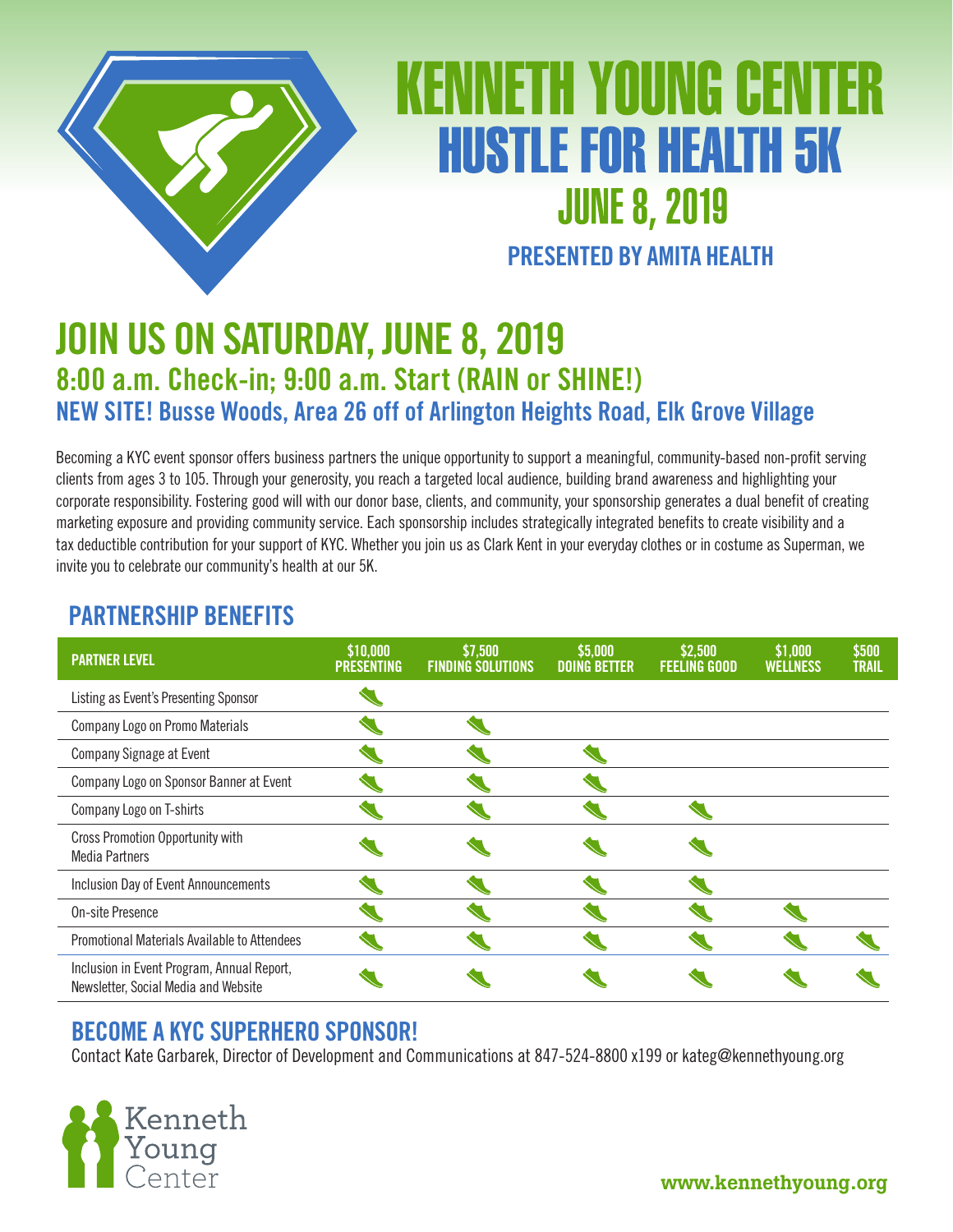# KENNETH YOUNG CENTER

# HUSTLE FOR HEALTH 5K

## JUNE 8, 2019

### PRESENTED BY AMITA HEALTH

## JOIN US ON SATURDAY, JUNE 8, 2019

### 8:00 a.m. Check-in; 9:00 a.m. Start (RAIN or SHINE!)

### NEW SITE! Busse Woods, Area 26 off of Arlington Heights Road, Elk Grove Village

Becoming a KYC event sponsor offers business partners the unique opportunity to support a meaningful, community-based non-profit serving clients from ages 3 to 105. Through your generosity, you reach a targeted local audience, building brand awareness and highlighting your corporate responsibility. Fostering good will with our donor base, clients, and community, your sponsorship generates a dual benefit of creating marketing exposure and providing community service. Each sponsorship includes strategically integrated benefits to create visibility and a tax deductible contribution for your support of KYC. Whether you join us as Clark Kent in your everyday clothes or in costume as Superman, we invite you to celebrate our community's health at our 5K.

## PARTNERSHIP BENEFITS

| PARTNER LEVEL | $10,000 PRESENTING | $7,500 FINDING SOLUTIONS | $5,000 DOING BETTER | $2,500 FEELING GOOD | $1,000 WELLNESS | $500 TRAIL |
|---|---|---|---|---|---|---|
| Listing as Event's Presenting Sponsor | ✓ | | | | | |
| Company Logo on Promo Materials | ✓ | ✓ | | | | |
| Company Signage at Event | ✓ | ✓ | ✓ | | | |
| Company Logo on Sponsor Banner at Event | ✓ | ✓ | ✓ | | | |
| Company Logo on T-shirts | ✓ | ✓ | ✓ | ✓ | | |
| Cross Promotion Opportunity with Media Partners | ✓ | ✓ | ✓ | ✓ | | |
| Inclusion Day of Event Announcements | ✓ | ✓ | ✓ | ✓ | | |
| On-site Presence | ✓ | ✓ | ✓ | ✓ | ✓ | |
| Promotional Materials Available to Attendees | ✓ | ✓ | ✓ | ✓ | ✓ | ✓ |
| Inclusion in Event Program, Annual Report, Newsletter, Social Media and Website | ✓ | ✓ | ✓ | ✓ | ✓ | ✓ |

## BECOME A KYC SUPERHERO SPONSOR!

Contact Kate Garbarek, Director of Development and Communications at 847-524-8800 x199 or kateg@kennethyoung.org

Kenneth Young Center

www.kennethyoung.org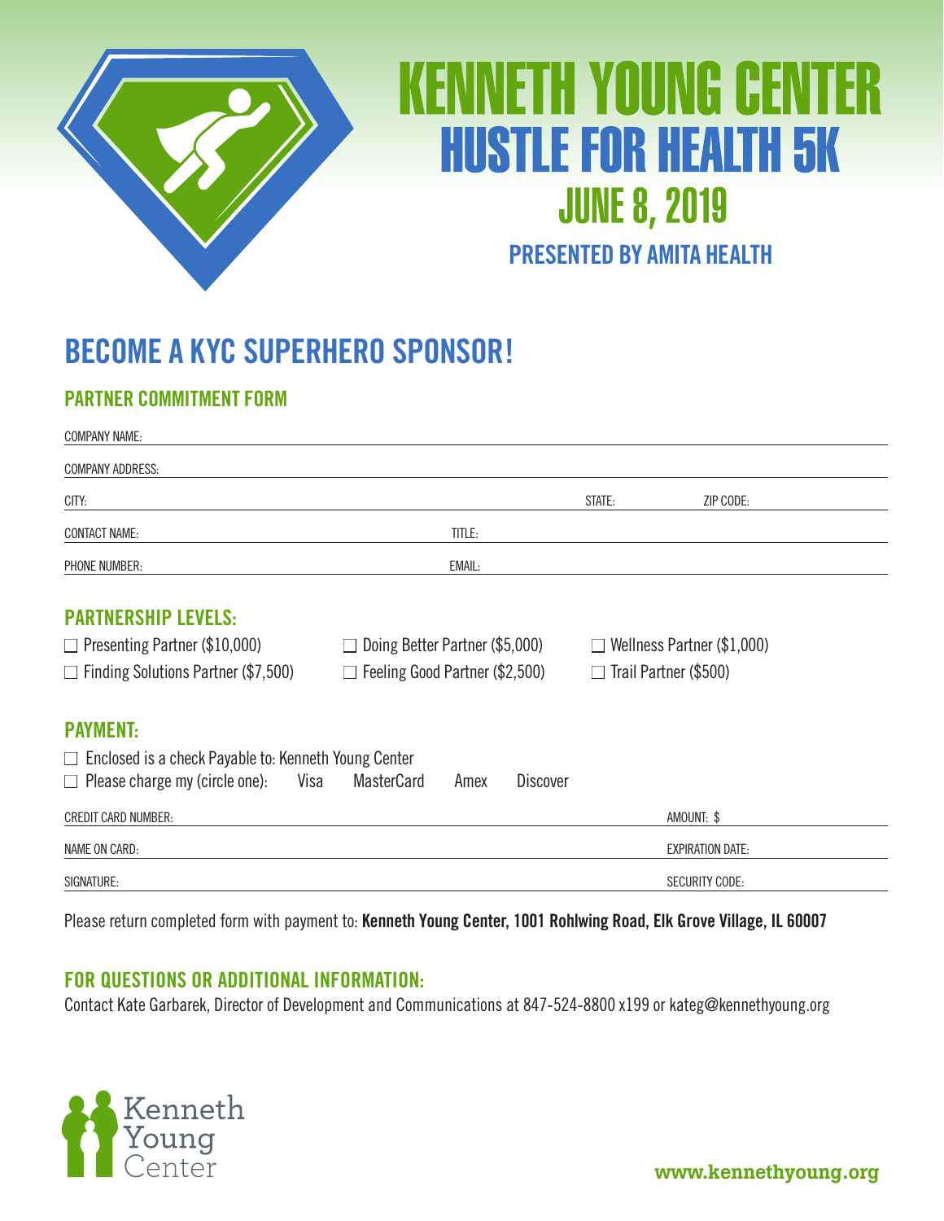# KENNETH YOUNG CENTER
# HUSTLE FOR HEALTH 5K
## JUNE 8, 2019
### PRESENTED BY AMITA HEALTH

## BECOME A KYC SUPERHERO SPONSOR!

### PARTNER COMMITMENT FORM

COMPANY NAME: ______________________________

COMPANY ADDRESS: ______________________________

CITY: ______________________ STATE: __________ ZIP CODE: __________

CONTACT NAME: ______________________ TITLE: ______________________

PHONE NUMBER: ______________________ EMAIL: ______________________

### PARTNERSHIP LEVELS:

☐ Presenting Partner ($10,000)
☐ Finding Solutions Partner ($7,500)
☐ Doing Better Partner ($5,000)
☐ Feeling Good Partner ($2,500)
☐ Wellness Partner ($1,000)
☐ Trail Partner ($500)

### PAYMENT:

☐ Enclosed is a check Payable to: Kenneth Young Center
☐ Please charge my (circle one): Visa MasterCard Amex Discover

CREDIT CARD NUMBER: ______________________ AMOUNT: $ __________

NAME ON CARD: ______________________ EXPIRATION DATE: __________

SIGNATURE: ______________________ SECURITY CODE: __________

Please return completed form with payment to: **Kenneth Young Center, 1001 Rohlwing Road, Elk Grove Village, IL 60007**

### FOR QUESTIONS OR ADDITIONAL INFORMATION:

Contact Kate Garbarek, Director of Development and Communications at 847-524-8800 x199 or kateg@kennethyoung.org

Kenneth Young Center

**www.kennethyoung.org**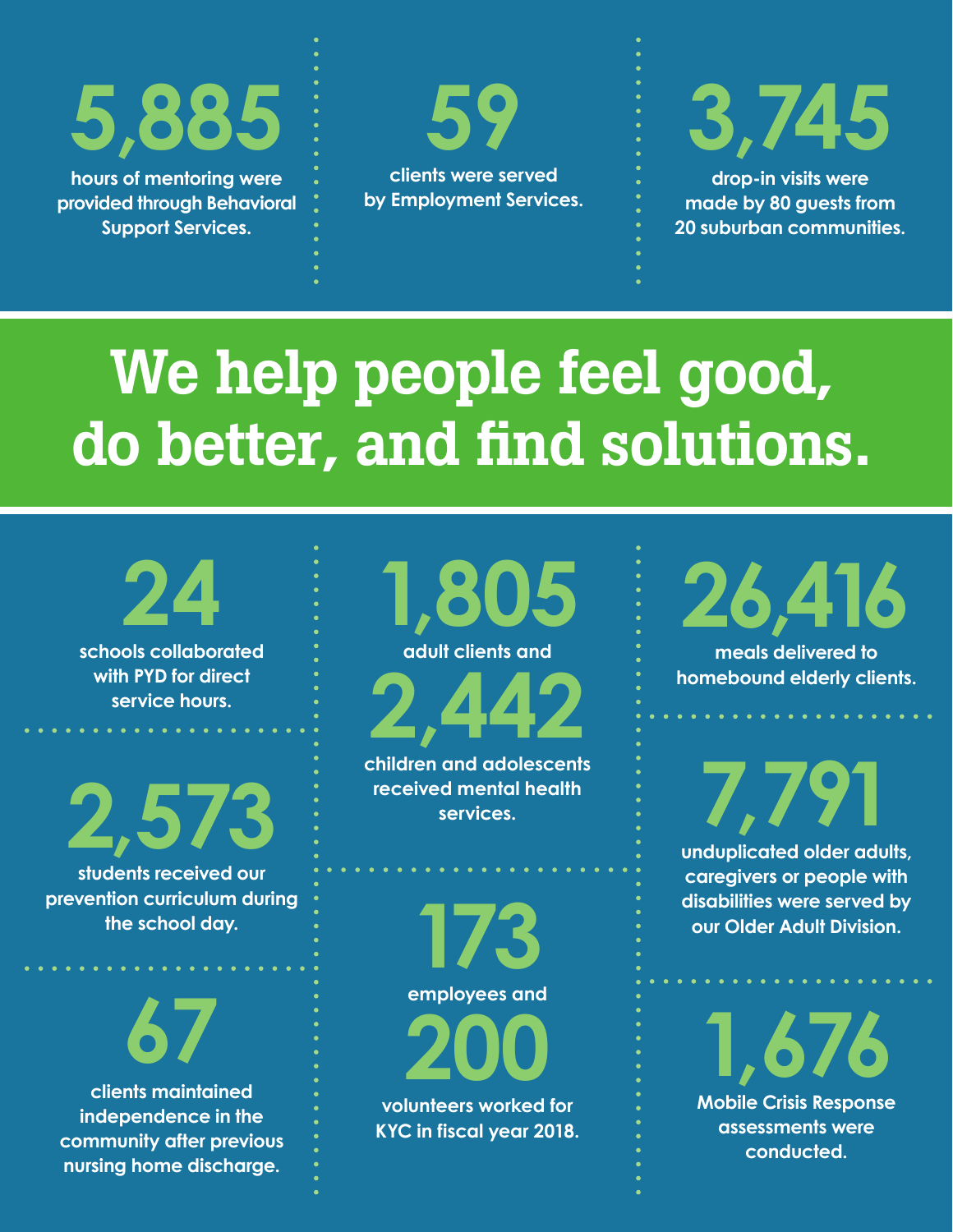**5,885**

hours of mentoring were provided through Behavioral Support Services.

**59**

clients were served by Employment Services.

**3,745**

drop-in visits were made by 80 guests from 20 suburban communities.

# We help people feel good, do better, and find solutions.

**24**

schools collaborated with PYD for direct service hours.

**2,573**

students received our prevention curriculum during the school day.

**67**

clients maintained independence in the community after previous nursing home discharge.

**1,805**

adult clients and

**2,442**

children and adolescents received mental health services.

**173**

employees and

**200**

volunteers worked for KYC in fiscal year 2018.

**26,416**

meals delivered to homebound elderly clients.

**7,791**

unduplicated older adults, caregivers or people with disabilities were served by our Older Adult Division.

**1,676**

Mobile Crisis Response assessments were conducted.